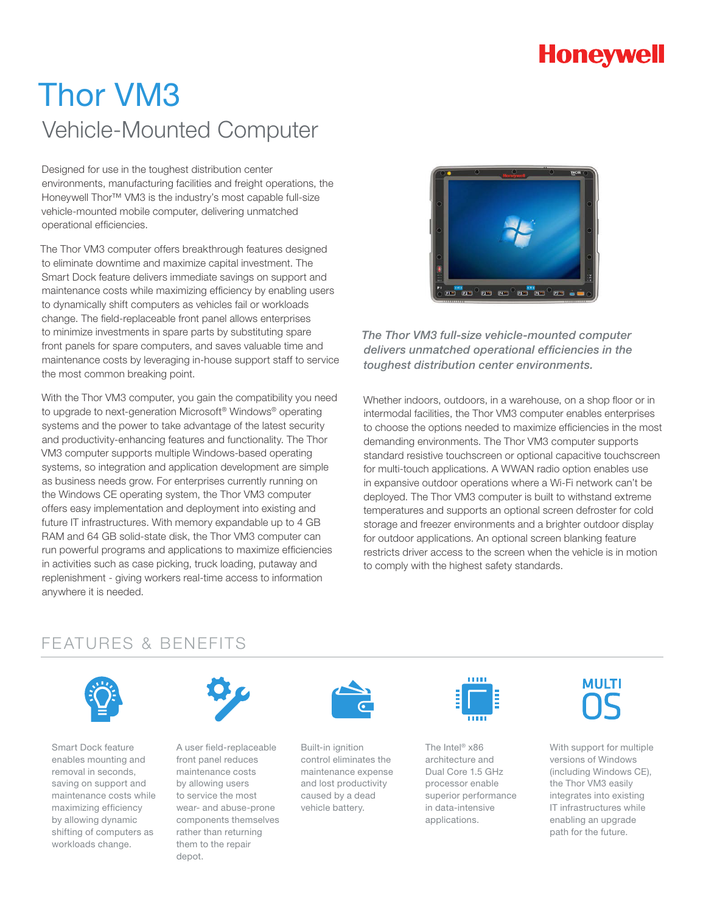Honeywell

# Thor VM3

## Vehicle-Mounted Computer

Designed for use in the toughest distribution center environments, manufacturing facilities and freight operations, the Honeywell Thor™ VM3 is the industry's most capable full-size vehicle-mounted mobile computer, delivering unmatched operational efficiencies.

The Thor VM3 computer offers breakthrough features designed to eliminate downtime and maximize capital investment. The Smart Dock feature delivers immediate savings on support and maintenance costs while maximizing efficiency by enabling users to dynamically shift computers as vehicles fail or workloads change. The field-replaceable front panel allows enterprises to minimize investments in spare parts by substituting spare front panels for spare computers, and saves valuable time and maintenance costs by leveraging in-house support staff to service the most common breaking point.

With the Thor VM3 computer, you gain the compatibility you need to upgrade to next-generation Microsoft® Windows® operating systems and the power to take advantage of the latest security and productivity-enhancing features and functionality. The Thor VM3 computer supports multiple Windows-based operating systems, so integration and application development are simple as business needs grow. For enterprises currently running on the Windows CE operating system, the Thor VM3 computer offers easy implementation and deployment into existing and future IT infrastructures. With memory expandable up to 4 GB RAM and 64 GB solid-state disk, the Thor VM3 computer can run powerful programs and applications to maximize efficiencies in activities such as case picking, truck loading, putaway and replenishment - giving workers real-time access to information anywhere it is needed.

*The Thor VM3 full-size vehicle-mounted computer delivers unmatched operational efficiencies in the toughest distribution center environments.*

Whether indoors, outdoors, in a warehouse, on a shop floor or in intermodal facilities, the Thor VM3 computer enables enterprises to choose the options needed to maximize efficiencies in the most demanding environments. The Thor VM3 computer supports standard resistive touchscreen or optional capacitive touchscreen for multi-touch applications. A WWAN radio option enables use in expansive outdoor operations where a Wi-Fi network can't be deployed. The Thor VM3 computer is built to withstand extreme temperatures and supports an optional screen defroster for cold storage and freezer environments and a brighter outdoor display for outdoor applications. An optional screen blanking feature restricts driver access to the screen when the vehicle is in motion to comply with the highest safety standards.

## FEATURES & BENEFITS

- Smart Dock feature enables mounting and removal in seconds, saving on support and maintenance costs while maximizing efficiency by allowing dynamic shifting of computers as workloads change.
- A user field-replaceable front panel reduces maintenance costs by allowing users to service the most wear- and abuse-prone components themselves rather than returning them to the repair depot.
- Built-in ignition control eliminates the maintenance expense and lost productivity caused by a dead vehicle battery.
- The Intel® x86 architecture and Dual Core 1.5 GHz processor enable superior performance in data-intensive applications.
- MULTI OS: With support for multiple versions of Windows (including Windows CE), the Thor VM3 easily integrates into existing IT infrastructures while enabling an upgrade path for the future.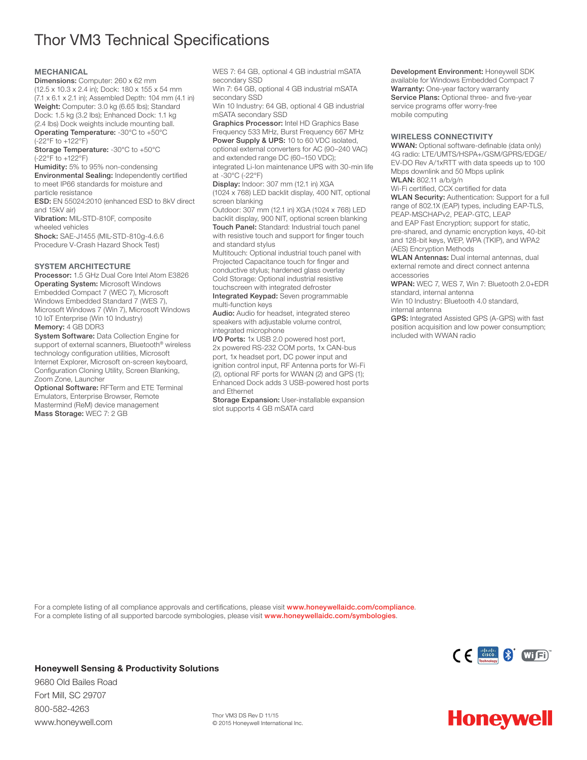# Thor VM3 Technical Specifications

## MECHANICAL

**Dimensions:** Computer: 260 x 62 mm (12.5 x 10.3 x 2.4 in); Dock: 180 x 155 x 54 mm (7.1 x 6.1 x 2.1 in); Assembled Depth: 104 mm (4.1 in)
**Weight:** Computer: 3.0 kg (6.65 lbs); Standard Dock: 1.5 kg (3.2 lbs); Enhanced Dock: 1.1 kg (2.4 lbs) Dock weights include mounting ball.
**Operating Temperature:** -30°C to +50°C (-22°F to +122°F)
**Storage Temperature:** -30°C to +50°C (-22°F to +122°F)
**Humidity:** 5% to 95% non-condensing
**Environmental Sealing:** Independently certified to meet IP66 standards for moisture and particle resistance
**ESD:** EN 55024:2010 (enhanced ESD to 8kV direct and 15kV air)
**Vibration:** MIL-STD-810F, composite wheeled vehicles
**Shock:** SAE-J1455 (MIL-STD-810g-4.6.6 Procedure V-Crash Hazard Shock Test)

## SYSTEM ARCHITECTURE

**Processor:** 1.5 GHz Dual Core Intel Atom E3826
**Operating System:** Microsoft Windows Embedded Compact 7 (WEC 7), Microsoft Windows Embedded Standard 7 (WES 7), Microsoft Windows 7 (Win 7), Microsoft Windows 10 IoT Enterprise (Win 10 Industry)
**Memory:** 4 GB DDR3
**System Software:** Data Collection Engine for support of external scanners, Bluetooth® wireless technology configuration utilities, Microsoft Internet Explorer, Microsoft on-screen keyboard, Configuration Cloning Utility, Screen Blanking, Zoom Zone, Launcher
**Optional Software:** RFTerm and ETE Terminal Emulators, Enterprise Browser, Remote Mastermind (ReM) device management
**Mass Storage:** WEC 7: 2 GB
WES 7: 64 GB, optional 4 GB industrial mSATA secondary SSD
Win 7: 64 GB, optional 4 GB industrial mSATA secondary SSD
Win 10 Industry: 64 GB, optional 4 GB industrial mSATA secondary SSD
**Graphics Processor:** Intel HD Graphics Base Frequency 533 MHz, Burst Frequency 667 MHz
**Power Supply & UPS:** 10 to 60 VDC isolated, optional external converters for AC (90–240 VAC) and extended range DC (60–150 VDC); integrated Li-Ion maintenance UPS with 30-min life at -30°C (-22°F)
**Display:** Indoor: 307 mm (12.1 in) XGA (1024 x 768) LED backlit display, 400 NIT, optional screen blanking
Outdoor: 307 mm (12.1 in) XGA (1024 x 768) LED backlit display, 900 NIT, optional screen blanking
**Touch Panel:** Standard: Industrial touch panel with resistive touch and support for finger touch and standard stylus
Multitouch: Optional industrial touch panel with Projected Capacitance touch for finger and conductive stylus; hardened glass overlay
Cold Storage: Optional industrial resistive touchscreen with integrated defroster
**Integrated Keypad:** Seven programmable multi-function keys
**Audio:** Audio for headset, integrated stereo speakers with adjustable volume control, integrated microphone
**I/O Ports:** 1x USB 2.0 powered host port, 2x powered RS-232 COM ports, 1x CAN-bus port, 1x headset port, DC power input and ignition control input, RF Antenna ports for Wi-Fi (2), optional RF ports for WWAN (2) and GPS (1); Enhanced Dock adds 3 USB-powered host ports and Ethernet
**Storage Expansion:** User-installable expansion slot supports 4 GB mSATA card
**Development Environment:** Honeywell SDK available for Windows Embedded Compact 7
**Warranty:** One-year factory warranty
**Service Plans:** Optional three- and five-year service programs offer worry-free mobile computing

## WIRELESS CONNECTIVITY

**WWAN:** Optional software-definable (data only) 4G radio: LTE/UMTS/HSPA+/GSM/GPRS/EDGE/EV-DO Rev A/1xRTT with data speeds up to 100 Mbps downlink and 50 Mbps uplink
**WLAN:** 802.11 a/b/g/n
Wi-Fi certified, CCX certified for data
**WLAN Security:** Authentication: Support for a full range of 802.1X (EAP) types, including EAP-TLS, PEAP-MSCHAPv2, PEAP-GTC, LEAP and EAP Fast Encryption; support for static, pre-shared, and dynamic encryption keys, 40-bit and 128-bit keys, WEP, WPA (TKIP), and WPA2 (AES) Encryption Methods
**WLAN Antennas:** Dual internal antennas, dual external remote and direct connect antenna accessories
**WPAN:** WEC 7, WES 7, Win 7: Bluetooth 2.0+EDR standard, internal antenna
Win 10 Industry: Bluetooth 4.0 standard, internal antenna
**GPS:** Integrated Assisted GPS (A-GPS) with fast position acquisition and low power consumption; included with WWAN radio

For a complete listing of all compliance approvals and certifications, please visit www.honeywellaidc.com/compliance.
For a complete listing of all supported barcode symbologies, please visit www.honeywellaidc.com/symbologies.

**Honeywell Sensing & Productivity Solutions**
9680 Old Bailes Road
Fort Mill, SC 29707
800-582-4263
www.honeywell.com

Thor VM3 DS Rev D 11/15
© 2015 Honeywell International Inc.

Honeywell